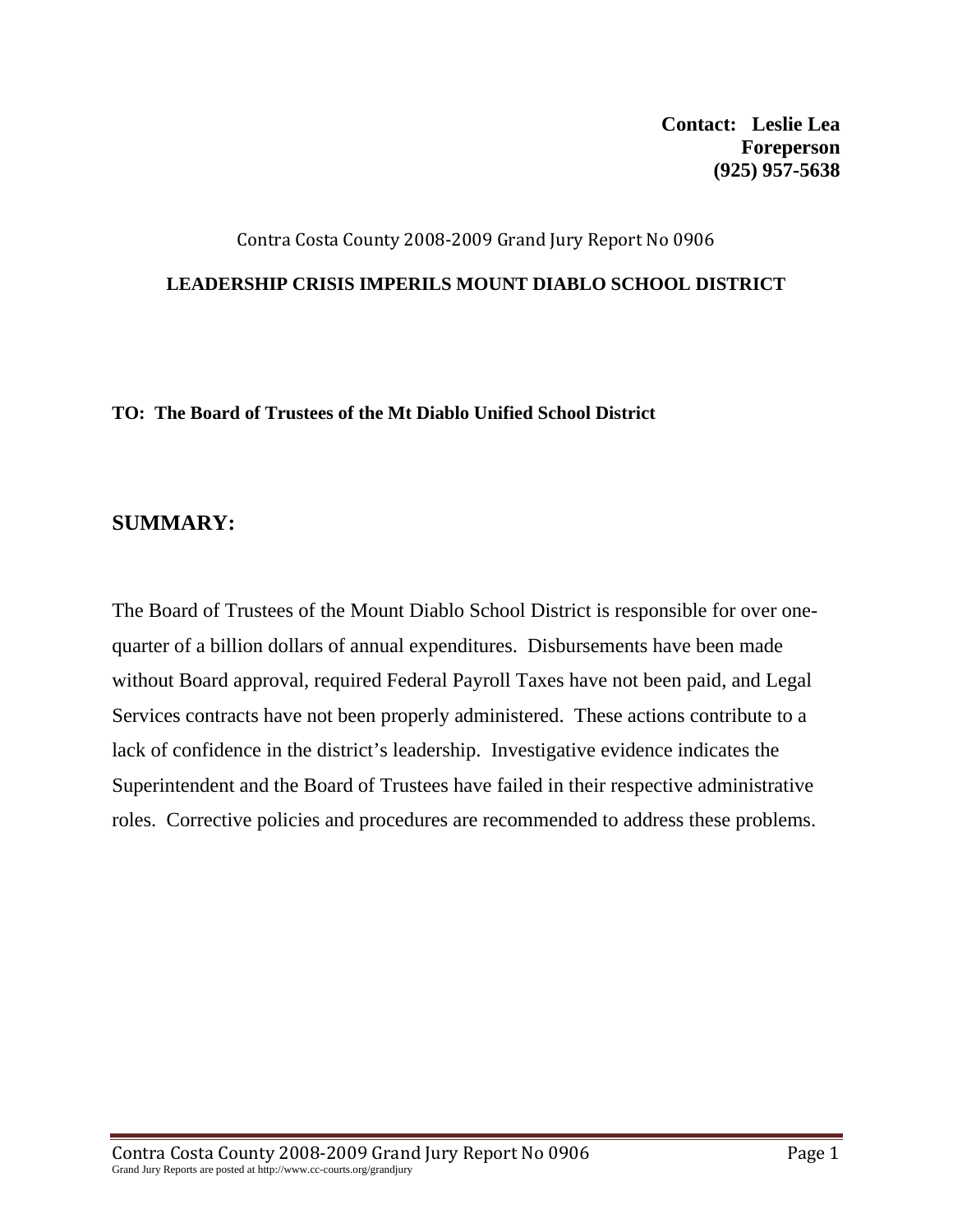**Contact: Leslie Lea**
**Foreperson**
**(925) 957-5638**

Contra Costa County 2008-2009 Grand Jury Report No 0906

# LEADERSHIP CRISIS IMPERILS MOUNT DIABLO SCHOOL DISTRICT

**TO: The Board of Trustees of the Mt Diablo Unified School District**

## SUMMARY:

The Board of Trustees of the Mount Diablo School District is responsible for over one-quarter of a billion dollars of annual expenditures. Disbursements have been made without Board approval, required Federal Payroll Taxes have not been paid, and Legal Services contracts have not been properly administered. These actions contribute to a lack of confidence in the district's leadership. Investigative evidence indicates the Superintendent and the Board of Trustees have failed in their respective administrative roles. Corrective policies and procedures are recommended to address these problems.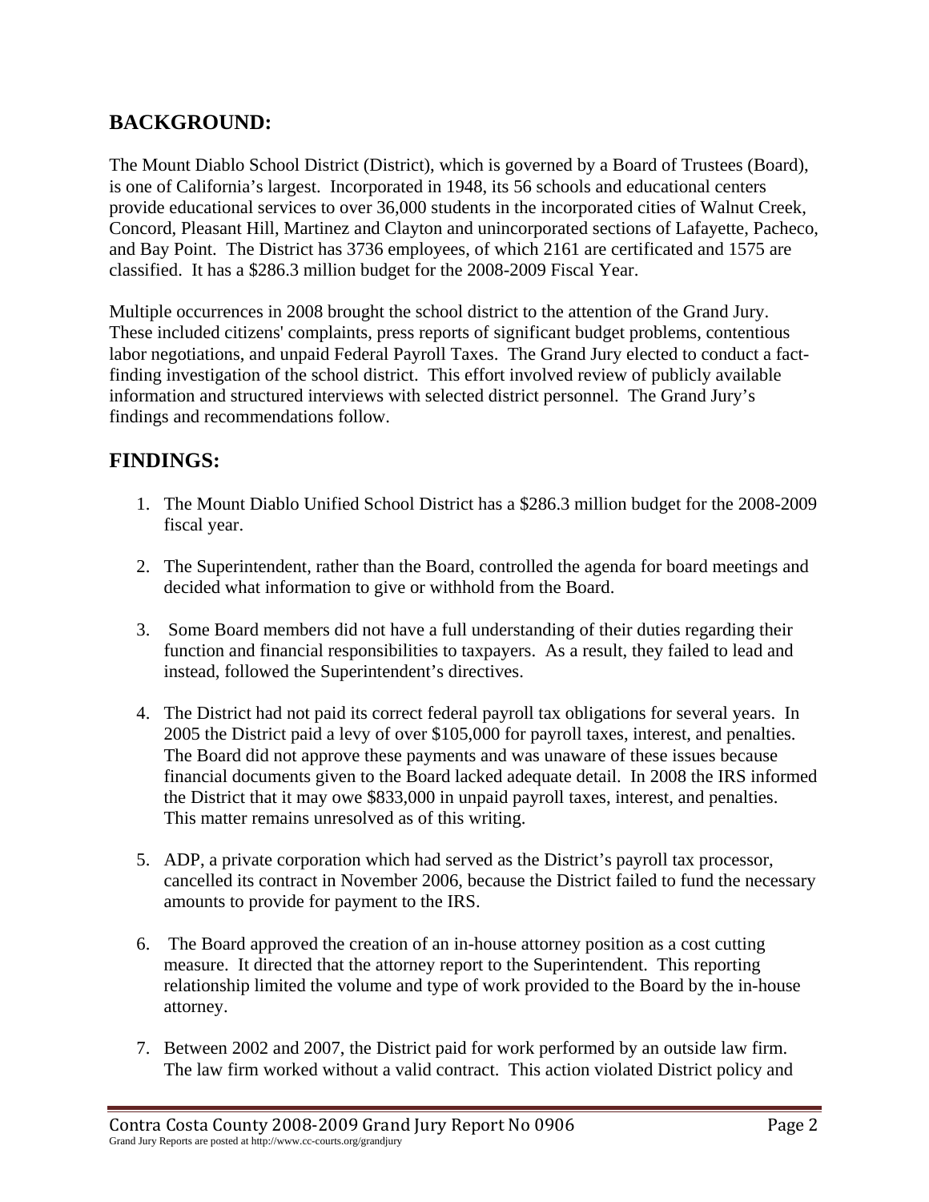## BACKGROUND:

The Mount Diablo School District (District), which is governed by a Board of Trustees (Board), is one of California's largest. Incorporated in 1948, its 56 schools and educational centers provide educational services to over 36,000 students in the incorporated cities of Walnut Creek, Concord, Pleasant Hill, Martinez and Clayton and unincorporated sections of Lafayette, Pacheco, and Bay Point. The District has 3736 employees, of which 2161 are certificated and 1575 are classified. It has a $286.3 million budget for the 2008-2009 Fiscal Year.

Multiple occurrences in 2008 brought the school district to the attention of the Grand Jury. These included citizens' complaints, press reports of significant budget problems, contentious labor negotiations, and unpaid Federal Payroll Taxes. The Grand Jury elected to conduct a fact-finding investigation of the school district. This effort involved review of publicly available information and structured interviews with selected district personnel. The Grand Jury's findings and recommendations follow.

## FINDINGS:

1. The Mount Diablo Unified School District has a $286.3 million budget for the 2008-2009 fiscal year.

2. The Superintendent, rather than the Board, controlled the agenda for board meetings and decided what information to give or withhold from the Board.

3. Some Board members did not have a full understanding of their duties regarding their function and financial responsibilities to taxpayers. As a result, they failed to lead and instead, followed the Superintendent's directives.

4. The District had not paid its correct federal payroll tax obligations for several years. In 2005 the District paid a levy of over $105,000 for payroll taxes, interest, and penalties. The Board did not approve these payments and was unaware of these issues because financial documents given to the Board lacked adequate detail. In 2008 the IRS informed the District that it may owe $833,000 in unpaid payroll taxes, interest, and penalties. This matter remains unresolved as of this writing.

5. ADP, a private corporation which had served as the District's payroll tax processor, cancelled its contract in November 2006, because the District failed to fund the necessary amounts to provide for payment to the IRS.

6. The Board approved the creation of an in-house attorney position as a cost cutting measure. It directed that the attorney report to the Superintendent. This reporting relationship limited the volume and type of work provided to the Board by the in-house attorney.

7. Between 2002 and 2007, the District paid for work performed by an outside law firm. The law firm worked without a valid contract. This action violated District policy and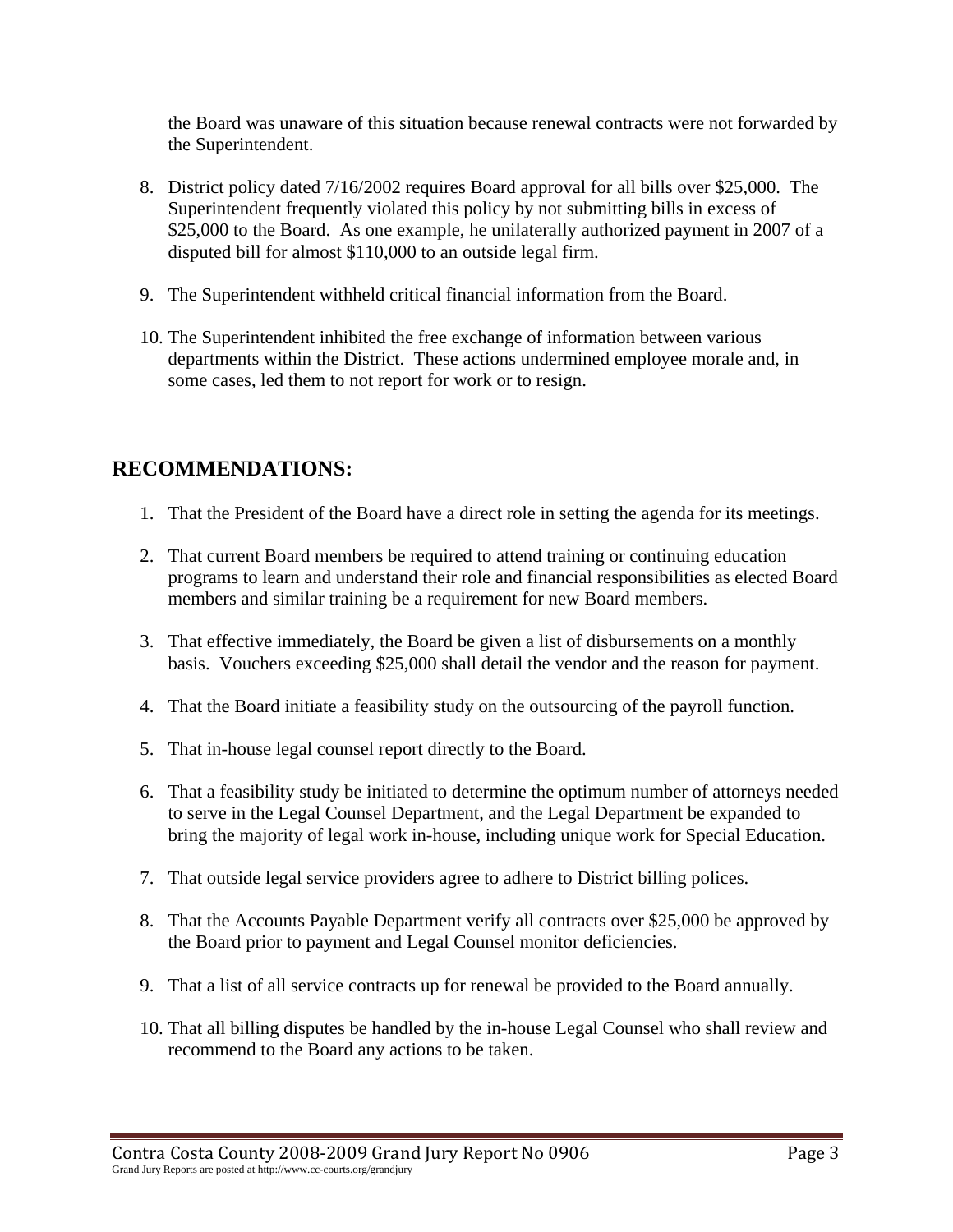the Board was unaware of this situation because renewal contracts were not forwarded by the Superintendent.

8. District policy dated 7/16/2002 requires Board approval for all bills over $25,000. The Superintendent frequently violated this policy by not submitting bills in excess of $25,000 to the Board. As one example, he unilaterally authorized payment in 2007 of a disputed bill for almost $110,000 to an outside legal firm.

9. The Superintendent withheld critical financial information from the Board.

10. The Superintendent inhibited the free exchange of information between various departments within the District. These actions undermined employee morale and, in some cases, led them to not report for work or to resign.

## RECOMMENDATIONS:

1. That the President of the Board have a direct role in setting the agenda for its meetings.

2. That current Board members be required to attend training or continuing education programs to learn and understand their role and financial responsibilities as elected Board members and similar training be a requirement for new Board members.

3. That effective immediately, the Board be given a list of disbursements on a monthly basis. Vouchers exceeding $25,000 shall detail the vendor and the reason for payment.

4. That the Board initiate a feasibility study on the outsourcing of the payroll function.

5. That in-house legal counsel report directly to the Board.

6. That a feasibility study be initiated to determine the optimum number of attorneys needed to serve in the Legal Counsel Department, and the Legal Department be expanded to bring the majority of legal work in-house, including unique work for Special Education.

7. That outside legal service providers agree to adhere to District billing polices.

8. That the Accounts Payable Department verify all contracts over $25,000 be approved by the Board prior to payment and Legal Counsel monitor deficiencies.

9. That a list of all service contracts up for renewal be provided to the Board annually.

10. That all billing disputes be handled by the in-house Legal Counsel who shall review and recommend to the Board any actions to be taken.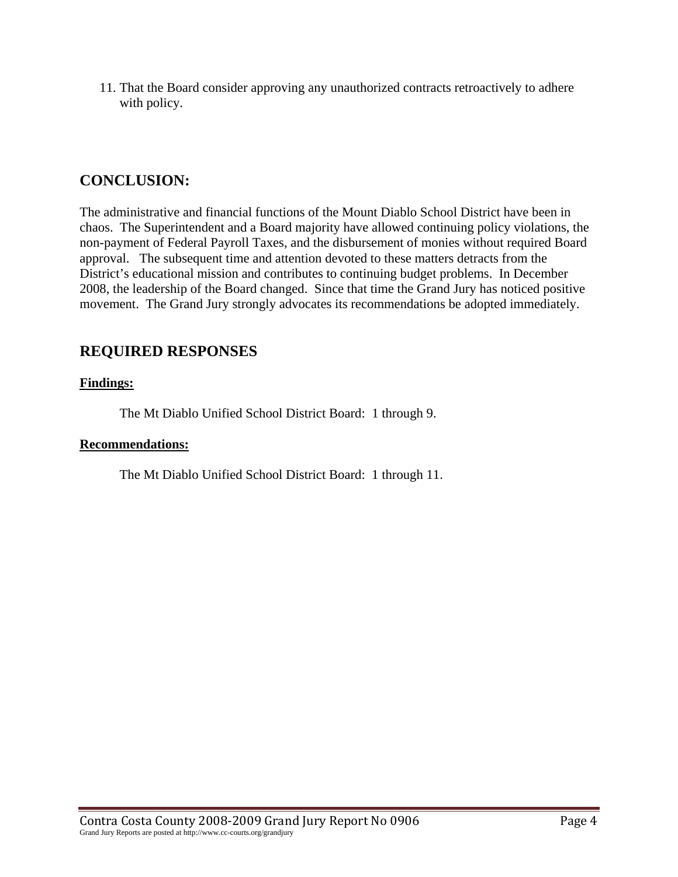11. That the Board consider approving any unauthorized contracts retroactively to adhere with policy.

## CONCLUSION:

The administrative and financial functions of the Mount Diablo School District have been in chaos. The Superintendent and a Board majority have allowed continuing policy violations, the non-payment of Federal Payroll Taxes, and the disbursement of monies without required Board approval. The subsequent time and attention devoted to these matters detracts from the District's educational mission and contributes to continuing budget problems. In December 2008, the leadership of the Board changed. Since that time the Grand Jury has noticed positive movement. The Grand Jury strongly advocates its recommendations be adopted immediately.

## REQUIRED RESPONSES

**Findings:**

The Mt Diablo Unified School District Board: 1 through 9.

**Recommendations:**

The Mt Diablo Unified School District Board: 1 through 11.